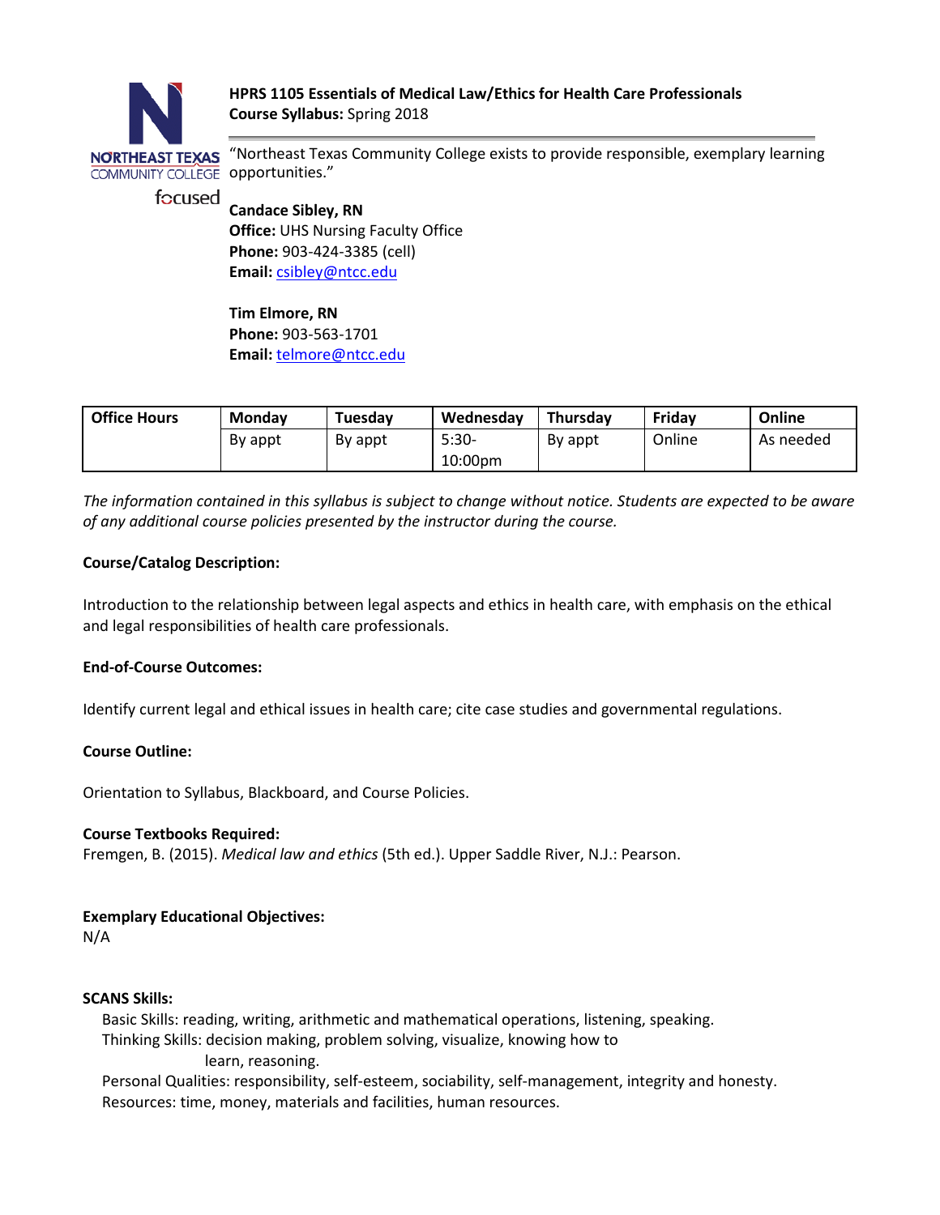**HPRS 1105 Essentials of Medical Law/Ethics for Health Care Professionals**
**Course Syllabus:** Spring 2018

"Northeast Texas Community College exists to provide responsible, exemplary learning opportunities."

**Candace Sibley, RN**
**Office:** UHS Nursing Faculty Office
**Phone:** 903-424-3385 (cell)
**Email:** csibley@ntcc.edu

**Tim Elmore, RN**
**Phone:** 903-563-1701
**Email:** telmore@ntcc.edu

| Office Hours | Monday | Tuesday | Wednesday | Thursday | Friday | Online |
|---|---|---|---|---|---|---|
| | By appt | By appt | 5:30-10:00pm | By appt | Online | As needed |

*The information contained in this syllabus is subject to change without notice. Students are expected to be aware of any additional course policies presented by the instructor during the course.*

**Course/Catalog Description:**

Introduction to the relationship between legal aspects and ethics in health care, with emphasis on the ethical and legal responsibilities of health care professionals.

**End-of-Course Outcomes:**

Identify current legal and ethical issues in health care; cite case studies and governmental regulations.

**Course Outline:**

Orientation to Syllabus, Blackboard, and Course Policies.

**Course Textbooks Required:**
Fremgen, B. (2015). *Medical law and ethics* (5th ed.). Upper Saddle River, N.J.: Pearson.

**Exemplary Educational Objectives:**
N/A

**SCANS Skills:**
Basic Skills: reading, writing, arithmetic and mathematical operations, listening, speaking.
Thinking Skills: decision making, problem solving, visualize, knowing how to learn, reasoning.
Personal Qualities: responsibility, self-esteem, sociability, self-management, integrity and honesty.
Resources: time, money, materials and facilities, human resources.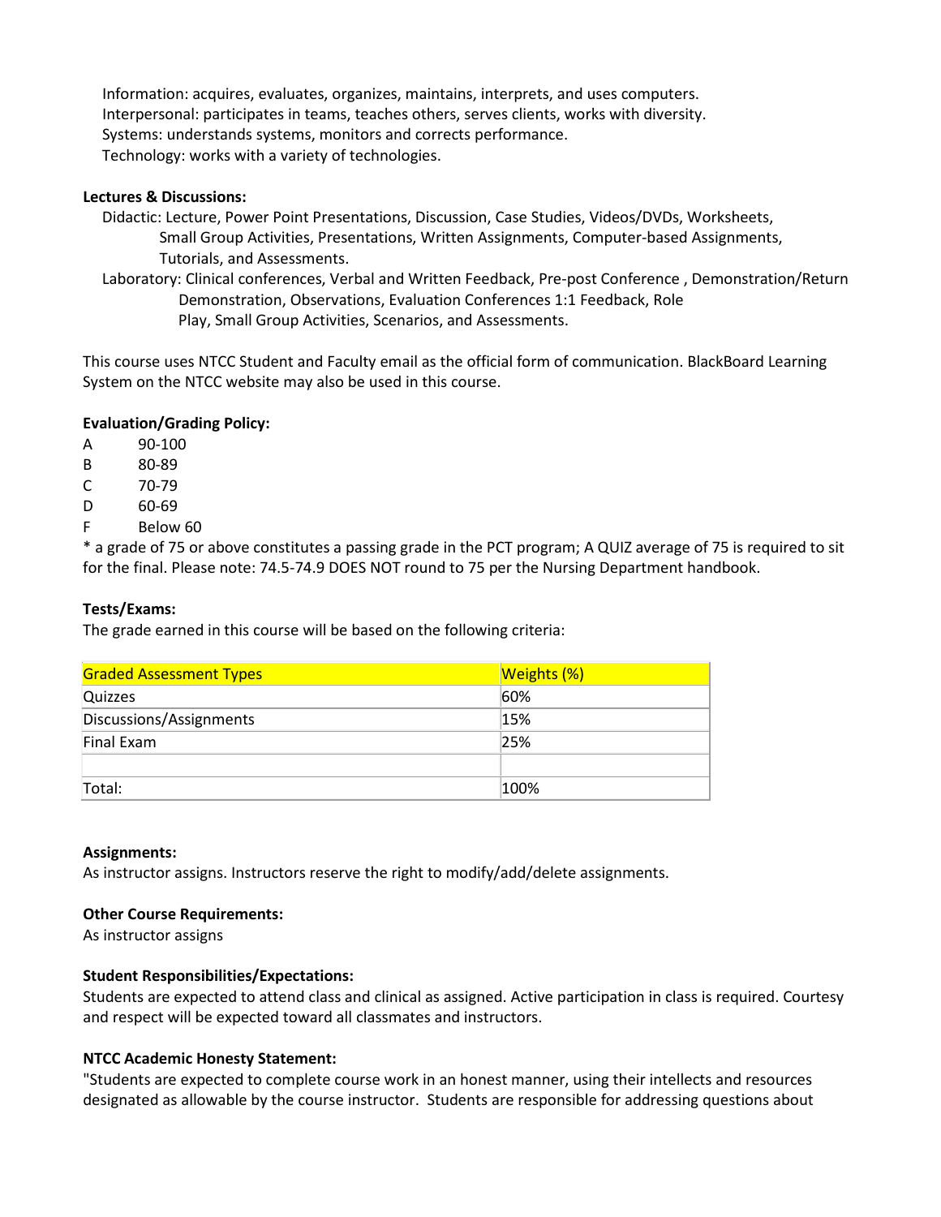Information: acquires, evaluates, organizes, maintains, interprets, and uses computers.
Interpersonal: participates in teams, teaches others, serves clients, works with diversity.
Systems: understands systems, monitors and corrects performance.
Technology: works with a variety of technologies.

**Lectures & Discussions:**

Didactic: Lecture, Power Point Presentations, Discussion, Case Studies, Videos/DVDs, Worksheets, Small Group Activities, Presentations, Written Assignments, Computer-based Assignments, Tutorials, and Assessments.

Laboratory: Clinical conferences, Verbal and Written Feedback, Pre-post Conference , Demonstration/Return Demonstration, Observations, Evaluation Conferences 1:1 Feedback, Role Play, Small Group Activities, Scenarios, and Assessments.

This course uses NTCC Student and Faculty email as the official form of communication. BlackBoard Learning System on the NTCC website may also be used in this course.

**Evaluation/Grading Policy:**

A 90-100
B 80-89
C 70-79
D 60-69
F Below 60

* a grade of 75 or above constitutes a passing grade in the PCT program; A QUIZ average of 75 is required to sit for the final. Please note: 74.5-74.9 DOES NOT round to 75 per the Nursing Department handbook.

**Tests/Exams:**

The grade earned in this course will be based on the following criteria:

| Graded Assessment Types | Weights (%) |
|---|---|
| Quizzes | 60% |
| Discussions/Assignments | 15% |
| Final Exam | 25% |
| | |
| Total: | 100% |

**Assignments:**

As instructor assigns. Instructors reserve the right to modify/add/delete assignments.

**Other Course Requirements:**

As instructor assigns

**Student Responsibilities/Expectations:**

Students are expected to attend class and clinical as assigned. Active participation in class is required. Courtesy and respect will be expected toward all classmates and instructors.

**NTCC Academic Honesty Statement:**

"Students are expected to complete course work in an honest manner, using their intellects and resources designated as allowable by the course instructor. Students are responsible for addressing questions about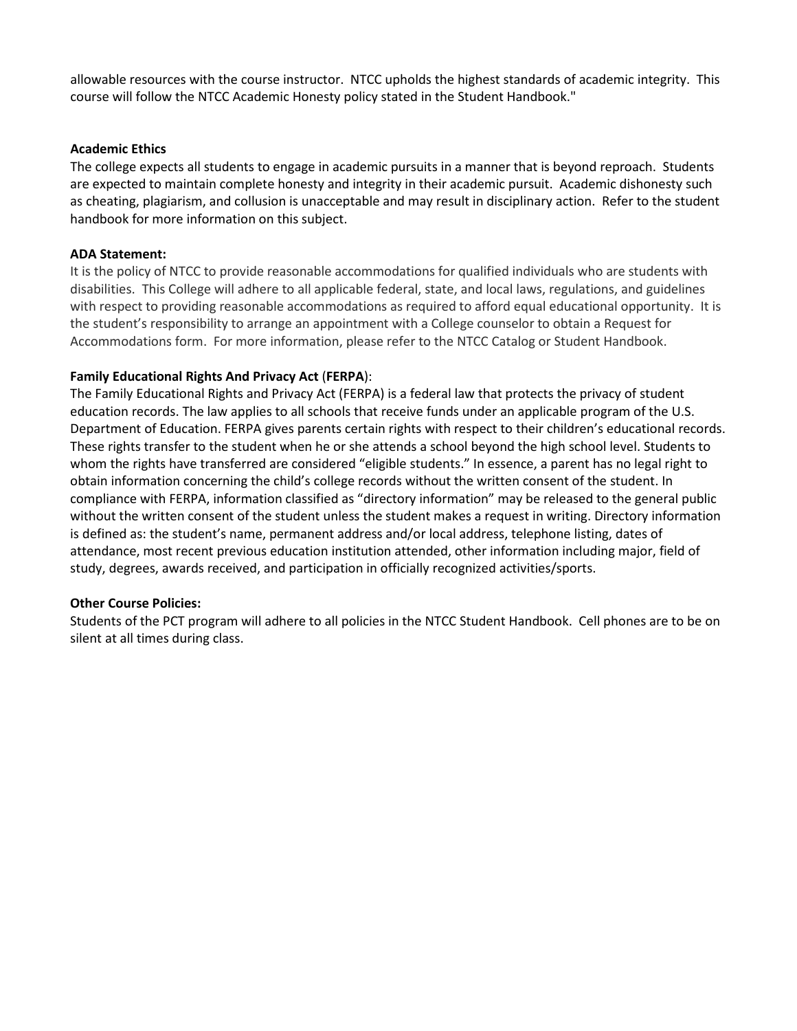allowable resources with the course instructor. NTCC upholds the highest standards of academic integrity. This course will follow the NTCC Academic Honesty policy stated in the Student Handbook."

**Academic Ethics**

The college expects all students to engage in academic pursuits in a manner that is beyond reproach. Students are expected to maintain complete honesty and integrity in their academic pursuit. Academic dishonesty such as cheating, plagiarism, and collusion is unacceptable and may result in disciplinary action. Refer to the student handbook for more information on this subject.

**ADA Statement:**

It is the policy of NTCC to provide reasonable accommodations for qualified individuals who are students with disabilities. This College will adhere to all applicable federal, state, and local laws, regulations, and guidelines with respect to providing reasonable accommodations as required to afford equal educational opportunity. It is the student's responsibility to arrange an appointment with a College counselor to obtain a Request for Accommodations form. For more information, please refer to the NTCC Catalog or Student Handbook.

**Family Educational Rights And Privacy Act** (**FERPA**):

The Family Educational Rights and Privacy Act (FERPA) is a federal law that protects the privacy of student education records. The law applies to all schools that receive funds under an applicable program of the U.S. Department of Education. FERPA gives parents certain rights with respect to their children's educational records. These rights transfer to the student when he or she attends a school beyond the high school level. Students to whom the rights have transferred are considered "eligible students." In essence, a parent has no legal right to obtain information concerning the child's college records without the written consent of the student. In compliance with FERPA, information classified as "directory information" may be released to the general public without the written consent of the student unless the student makes a request in writing. Directory information is defined as: the student's name, permanent address and/or local address, telephone listing, dates of attendance, most recent previous education institution attended, other information including major, field of study, degrees, awards received, and participation in officially recognized activities/sports.

**Other Course Policies:**

Students of the PCT program will adhere to all policies in the NTCC Student Handbook. Cell phones are to be on silent at all times during class.